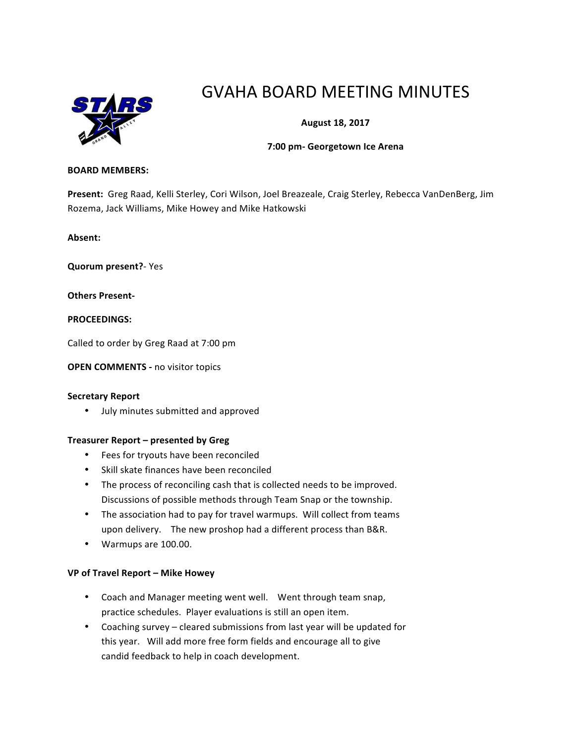# GVAHA BOARD MEETING MINUTES

**August 18, 2017**

**7:00 pm- Georgetown Ice Arena**

**BOARD MEMBERS:**

**Present:** Greg Raad, Kelli Sterley, Cori Wilson, Joel Breazeale, Craig Sterley, Rebecca VanDenBerg, Jim Rozema, Jack Williams, Mike Howey and Mike Hatkowski

**Absent:**

**Quorum present?**- Yes

**Others Present-**

**PROCEEDINGS:**

Called to order by Greg Raad at 7:00 pm

**OPEN COMMENTS -** no visitor topics

**Secretary Report**

- July minutes submitted and approved

**Treasurer Report – presented by Greg**

- Fees for tryouts have been reconciled
- Skill skate finances have been reconciled
- The process of reconciling cash that is collected needs to be improved. Discussions of possible methods through Team Snap or the township.
- The association had to pay for travel warmups. Will collect from teams upon delivery. The new proshop had a different process than B&R.
- Warmups are 100.00.

**VP of Travel Report – Mike Howey**

- Coach and Manager meeting went well. Went through team snap, practice schedules. Player evaluations is still an open item.
- Coaching survey – cleared submissions from last year will be updated for this year. Will add more free form fields and encourage all to give candid feedback to help in coach development.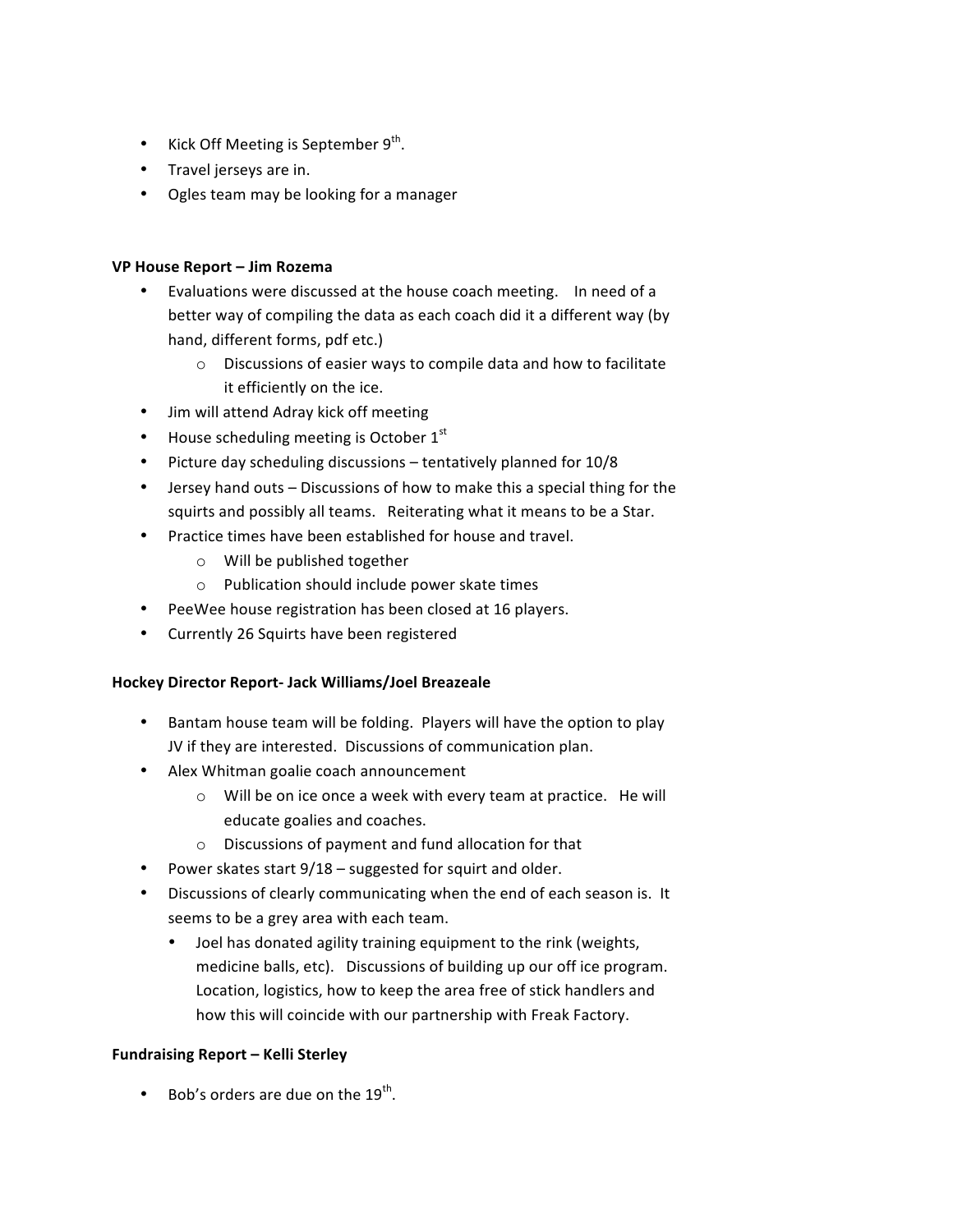- Kick Off Meeting is September 9th.
- Travel jerseys are in.
- Ogles team may be looking for a manager

**VP House Report – Jim Rozema**

- Evaluations were discussed at the house coach meeting. In need of a better way of compiling the data as each coach did it a different way (by hand, different forms, pdf etc.)
    - Discussions of easier ways to compile data and how to facilitate it efficiently on the ice.
- Jim will attend Adray kick off meeting
- House scheduling meeting is October 1st
- Picture day scheduling discussions – tentatively planned for 10/8
- Jersey hand outs – Discussions of how to make this a special thing for the squirts and possibly all teams. Reiterating what it means to be a Star.
- Practice times have been established for house and travel.
    - Will be published together
    - Publication should include power skate times
- PeeWee house registration has been closed at 16 players.
- Currently 26 Squirts have been registered

**Hockey Director Report- Jack Williams/Joel Breazeale**

- Bantam house team will be folding. Players will have the option to play JV if they are interested. Discussions of communication plan.
- Alex Whitman goalie coach announcement
    - Will be on ice once a week with every team at practice. He will educate goalies and coaches.
    - Discussions of payment and fund allocation for that
- Power skates start 9/18 – suggested for squirt and older.
- Discussions of clearly communicating when the end of each season is. It seems to be a grey area with each team.
    - Joel has donated agility training equipment to the rink (weights, medicine balls, etc). Discussions of building up our off ice program. Location, logistics, how to keep the area free of stick handlers and how this will coincide with our partnership with Freak Factory.

**Fundraising Report – Kelli Sterley**

- Bob's orders are due on the 19th.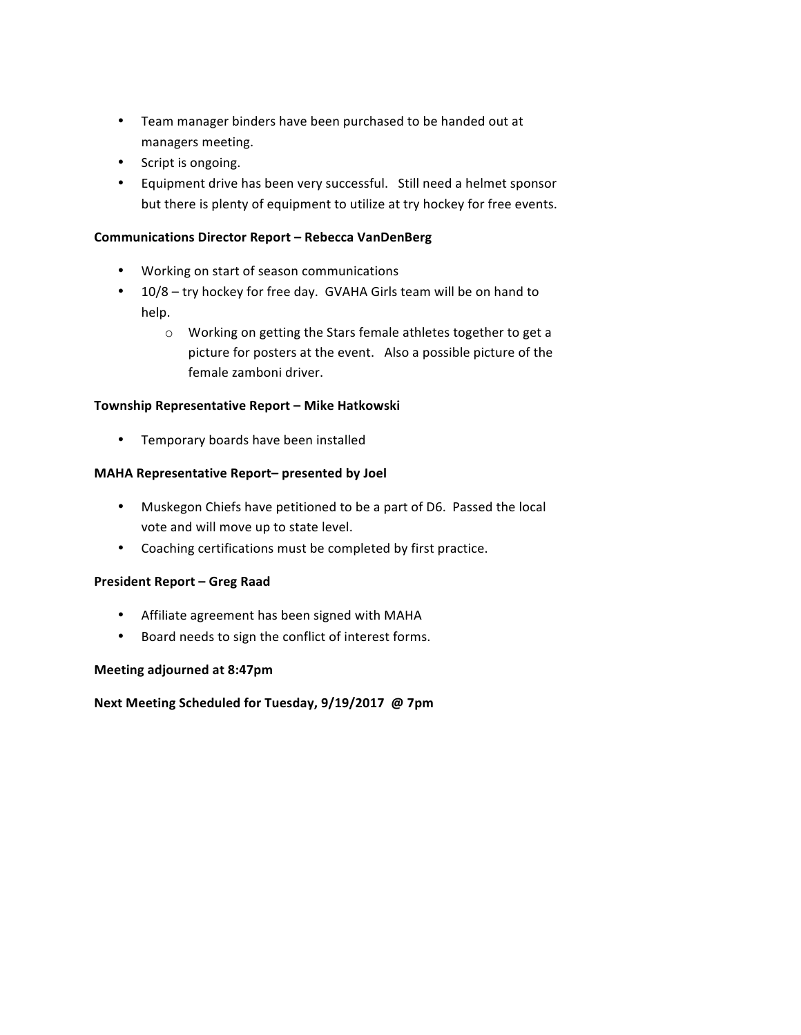- Team manager binders have been purchased to be handed out at managers meeting.
- Script is ongoing.
- Equipment drive has been very successful. Still need a helmet sponsor but there is plenty of equipment to utilize at try hockey for free events.

**Communications Director Report – Rebecca VanDenBerg**

- Working on start of season communications
- 10/8 – try hockey for free day. GVAHA Girls team will be on hand to help.
    - Working on getting the Stars female athletes together to get a picture for posters at the event. Also a possible picture of the female zamboni driver.

**Township Representative Report – Mike Hatkowski**

- Temporary boards have been installed

**MAHA Representative Report– presented by Joel**

- Muskegon Chiefs have petitioned to be a part of D6. Passed the local vote and will move up to state level.
- Coaching certifications must be completed by first practice.

**President Report – Greg Raad**

- Affiliate agreement has been signed with MAHA
- Board needs to sign the conflict of interest forms.

**Meeting adjourned at 8:47pm**

**Next Meeting Scheduled for Tuesday, 9/19/2017 @ 7pm**